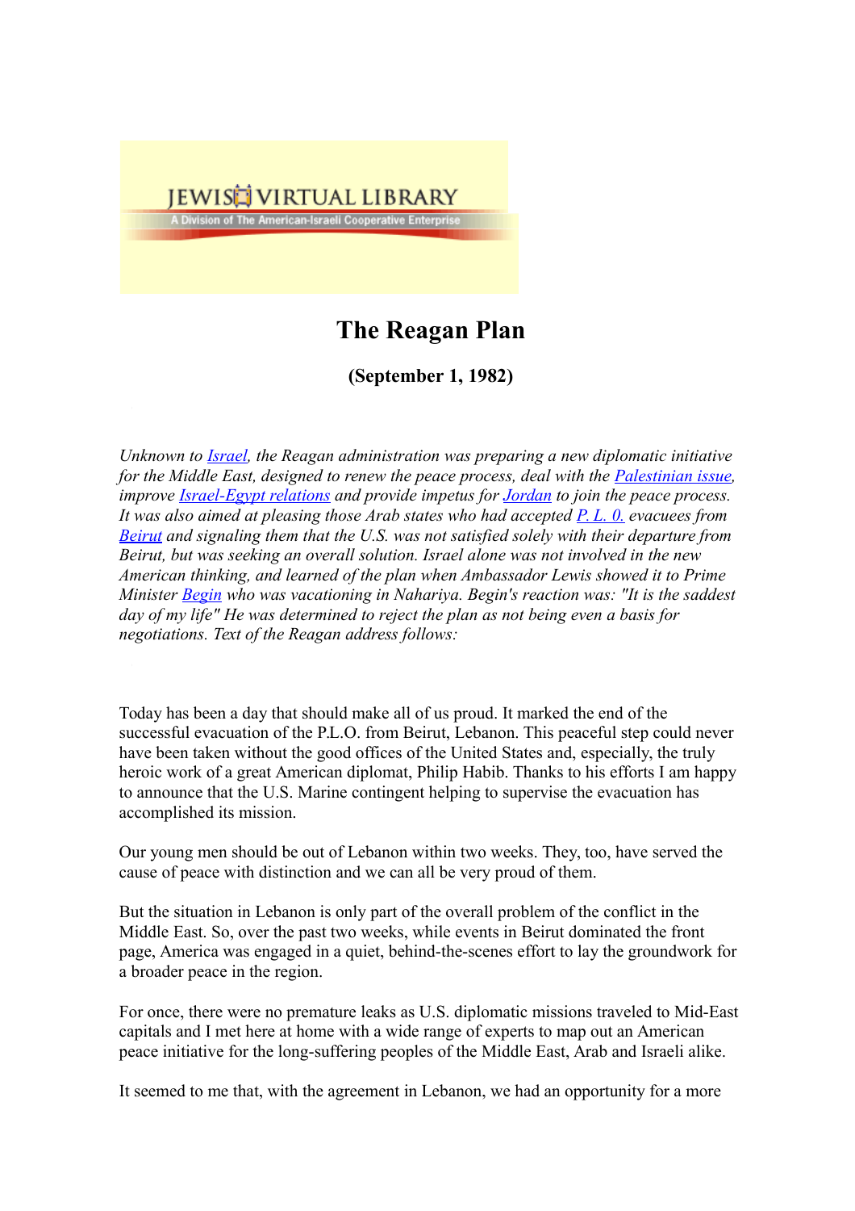# The Reagan Plan

### (September 1, 1982)

*Unknown to Israel, the Reagan administration was preparing a new diplomatic initiative for the Middle East, designed to renew the peace process, deal with the Palestinian issue, improve Israel-Egypt relations and provide impetus for Jordan to join the peace process. It was also aimed at pleasing those Arab states who had accepted P. L. 0. evacuees from Beirut and signaling them that the U.S. was not satisfied solely with their departure from Beirut, but was seeking an overall solution. Israel alone was not involved in the new American thinking, and learned of the plan when Ambassador Lewis showed it to Prime Minister Begin who was vacationing in Nahariya. Begin's reaction was: "It is the saddest day of my life" He was determined to reject the plan as not being even a basis for negotiations. Text of the Reagan address follows:*

Today has been a day that should make all of us proud. It marked the end of the successful evacuation of the P.L.O. from Beirut, Lebanon. This peaceful step could never have been taken without the good offices of the United States and, especially, the truly heroic work of a great American diplomat, Philip Habib. Thanks to his efforts I am happy to announce that the U.S. Marine contingent helping to supervise the evacuation has accomplished its mission.

Our young men should be out of Lebanon within two weeks. They, too, have served the cause of peace with distinction and we can all be very proud of them.

But the situation in Lebanon is only part of the overall problem of the conflict in the Middle East. So, over the past two weeks, while events in Beirut dominated the front page, America was engaged in a quiet, behind-the-scenes effort to lay the groundwork for a broader peace in the region.

For once, there were no premature leaks as U.S. diplomatic missions traveled to Mid-East capitals and I met here at home with a wide range of experts to map out an American peace initiative for the long-suffering peoples of the Middle East, Arab and Israeli alike.

It seemed to me that, with the agreement in Lebanon, we had an opportunity for a more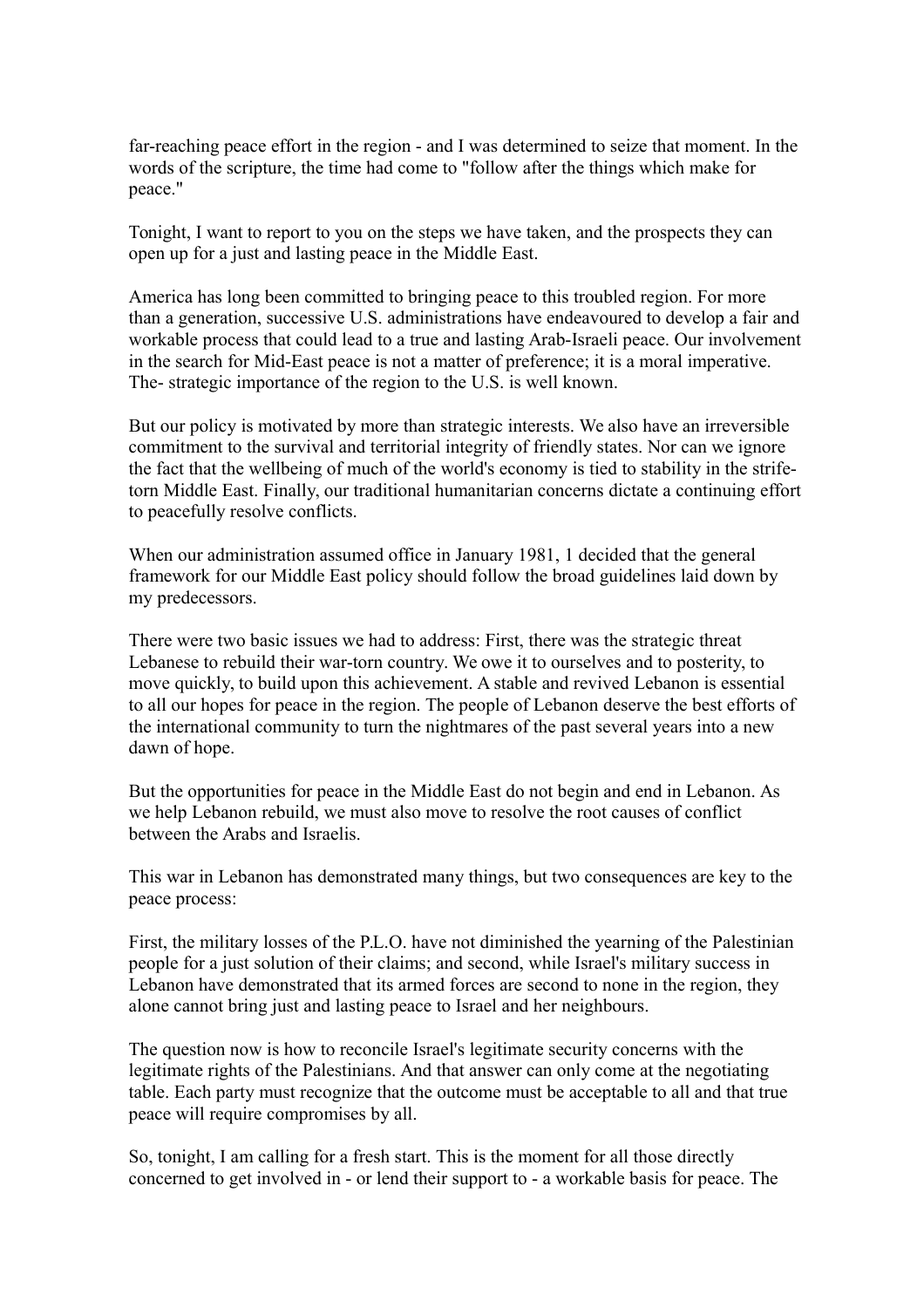far-reaching peace effort in the region - and I was determined to seize that moment. In the words of the scripture, the time had come to "follow after the things which make for peace."

Tonight, I want to report to you on the steps we have taken, and the prospects they can open up for a just and lasting peace in the Middle East.

America has long been committed to bringing peace to this troubled region. For more than a generation, successive U.S. administrations have endeavoured to develop a fair and workable process that could lead to a true and lasting Arab-Israeli peace. Our involvement in the search for Mid-East peace is not a matter of preference; it is a moral imperative. The- strategic importance of the region to the U.S. is well known.

But our policy is motivated by more than strategic interests. We also have an irreversible commitment to the survival and territorial integrity of friendly states. Nor can we ignore the fact that the wellbeing of much of the world's economy is tied to stability in the strife-torn Middle East. Finally, our traditional humanitarian concerns dictate a continuing effort to peacefully resolve conflicts.

When our administration assumed office in January 1981, 1 decided that the general framework for our Middle East policy should follow the broad guidelines laid down by my predecessors.

There were two basic issues we had to address: First, there was the strategic threat Lebanese to rebuild their war-torn country. We owe it to ourselves and to posterity, to move quickly, to build upon this achievement. A stable and revived Lebanon is essential to all our hopes for peace in the region. The people of Lebanon deserve the best efforts of the international community to turn the nightmares of the past several years into a new dawn of hope.

But the opportunities for peace in the Middle East do not begin and end in Lebanon. As we help Lebanon rebuild, we must also move to resolve the root causes of conflict between the Arabs and Israelis.

This war in Lebanon has demonstrated many things, but two consequences are key to the peace process:

First, the military losses of the P.L.O. have not diminished the yearning of the Palestinian people for a just solution of their claims; and second, while Israel's military success in Lebanon have demonstrated that its armed forces are second to none in the region, they alone cannot bring just and lasting peace to Israel and her neighbours.

The question now is how to reconcile Israel's legitimate security concerns with the legitimate rights of the Palestinians. And that answer can only come at the negotiating table. Each party must recognize that the outcome must be acceptable to all and that true peace will require compromises by all.

So, tonight, I am calling for a fresh start. This is the moment for all those directly concerned to get involved in - or lend their support to - a workable basis for peace. The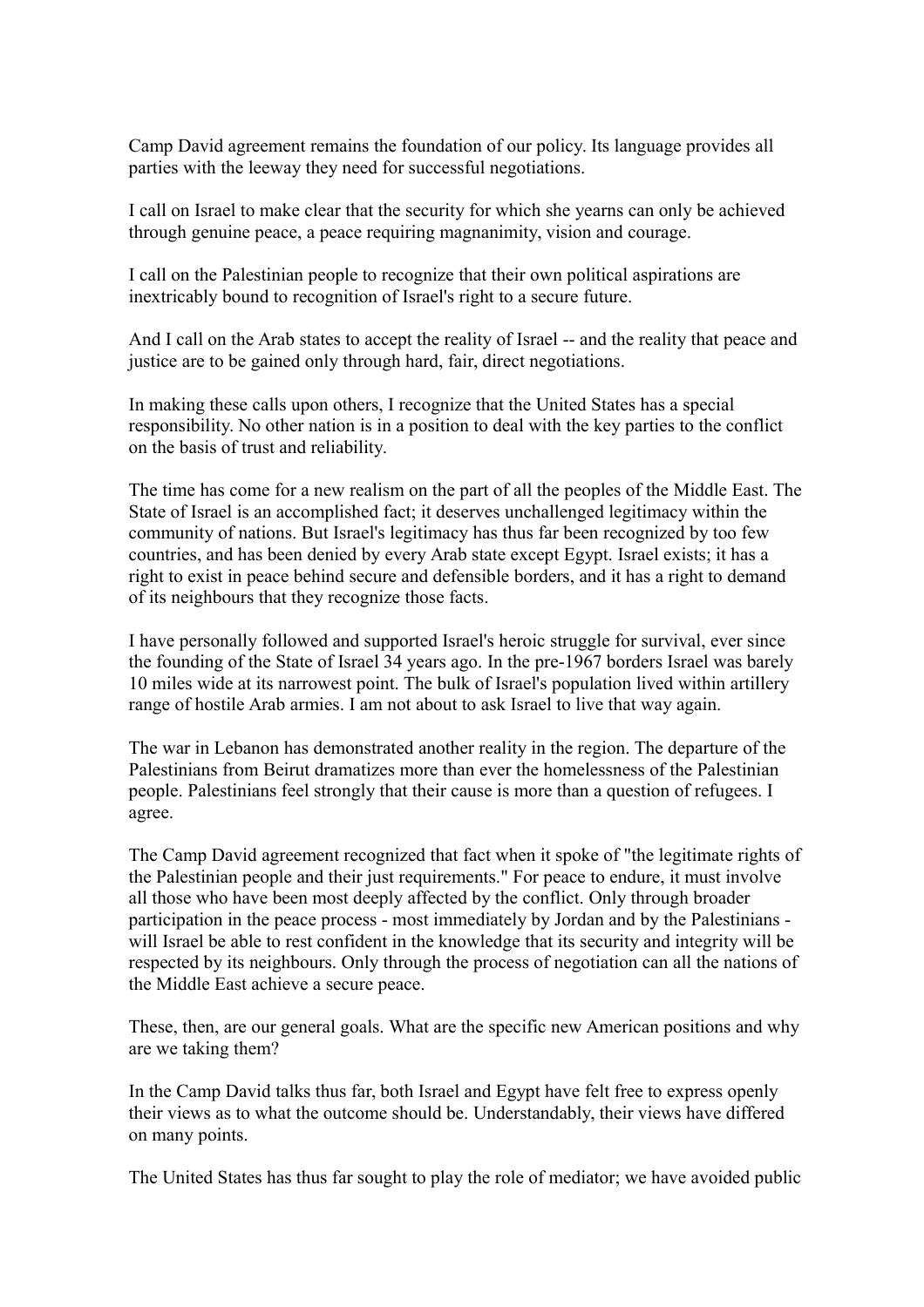Camp David agreement remains the foundation of our policy. Its language provides all parties with the leeway they need for successful negotiations.

I call on Israel to make clear that the security for which she yearns can only be achieved through genuine peace, a peace requiring magnanimity, vision and courage.

I call on the Palestinian people to recognize that their own political aspirations are inextricably bound to recognition of Israel's right to a secure future.

And I call on the Arab states to accept the reality of Israel -- and the reality that peace and justice are to be gained only through hard, fair, direct negotiations.

In making these calls upon others, I recognize that the United States has a special responsibility. No other nation is in a position to deal with the key parties to the conflict on the basis of trust and reliability.

The time has come for a new realism on the part of all the peoples of the Middle East. The State of Israel is an accomplished fact; it deserves unchallenged legitimacy within the community of nations. But Israel's legitimacy has thus far been recognized by too few countries, and has been denied by every Arab state except Egypt. Israel exists; it has a right to exist in peace behind secure and defensible borders, and it has a right to demand of its neighbours that they recognize those facts.

I have personally followed and supported Israel's heroic struggle for survival, ever since the founding of the State of Israel 34 years ago. In the pre-1967 borders Israel was barely 10 miles wide at its narrowest point. The bulk of Israel's population lived within artillery range of hostile Arab armies. I am not about to ask Israel to live that way again.

The war in Lebanon has demonstrated another reality in the region. The departure of the Palestinians from Beirut dramatizes more than ever the homelessness of the Palestinian people. Palestinians feel strongly that their cause is more than a question of refugees. I agree.

The Camp David agreement recognized that fact when it spoke of "the legitimate rights of the Palestinian people and their just requirements." For peace to endure, it must involve all those who have been most deeply affected by the conflict. Only through broader participation in the peace process - most immediately by Jordan and by the Palestinians - will Israel be able to rest confident in the knowledge that its security and integrity will be respected by its neighbours. Only through the process of negotiation can all the nations of the Middle East achieve a secure peace.

These, then, are our general goals. What are the specific new American positions and why are we taking them?

In the Camp David talks thus far, both Israel and Egypt have felt free to express openly their views as to what the outcome should be. Understandably, their views have differed on many points.

The United States has thus far sought to play the role of mediator; we have avoided public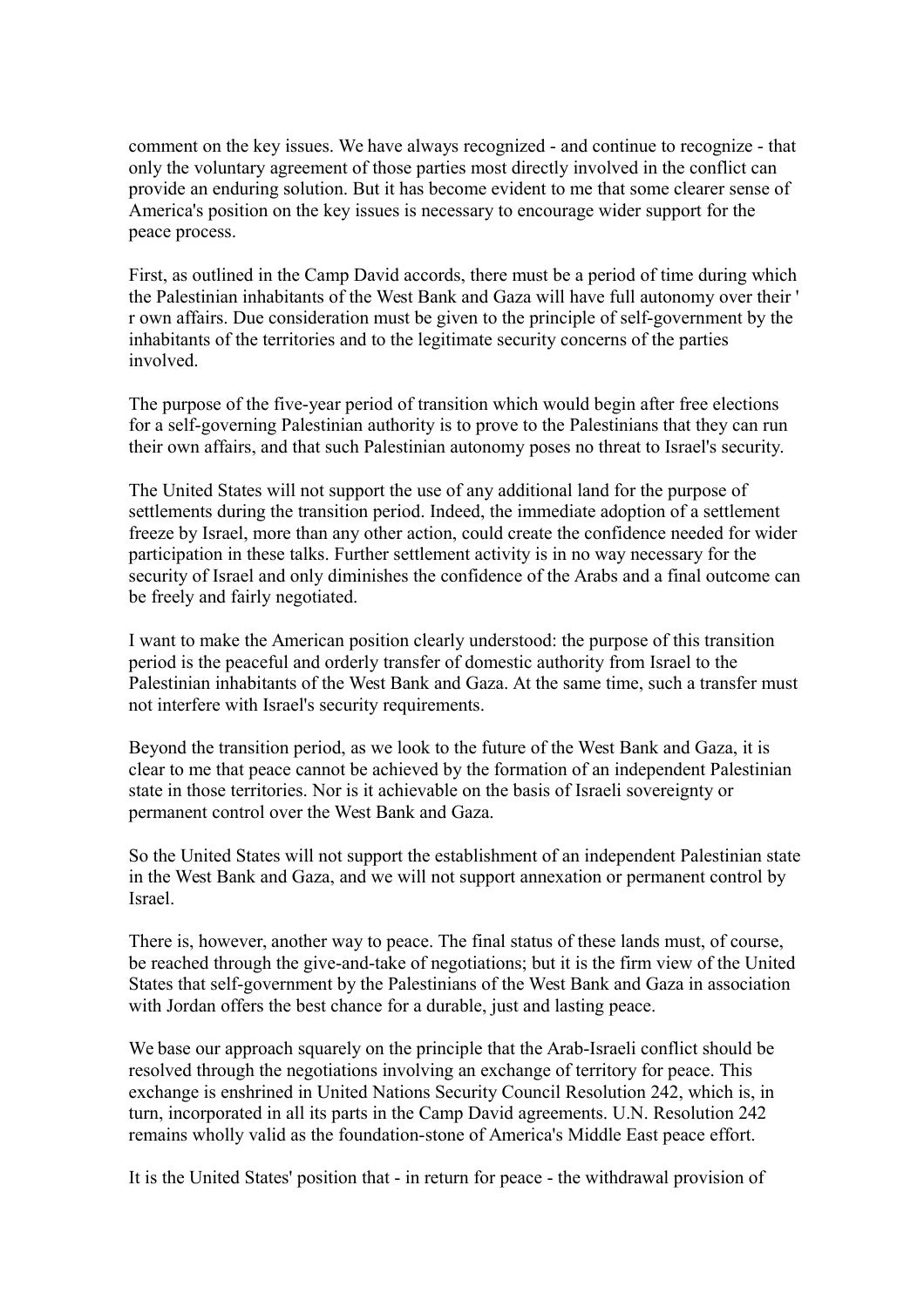comment on the key issues. We have always recognized - and continue to recognize - that only the voluntary agreement of those parties most directly involved in the conflict can provide an enduring solution. But it has become evident to me that some clearer sense of America's position on the key issues is necessary to encourage wider support for the peace process.

First, as outlined in the Camp David accords, there must be a period of time during which the Palestinian inhabitants of the West Bank and Gaza will have full autonomy over their ' r own affairs. Due consideration must be given to the principle of self-government by the inhabitants of the territories and to the legitimate security concerns of the parties involved.

The purpose of the five-year period of transition which would begin after free elections for a self-governing Palestinian authority is to prove to the Palestinians that they can run their own affairs, and that such Palestinian autonomy poses no threat to Israel's security.

The United States will not support the use of any additional land for the purpose of settlements during the transition period. Indeed, the immediate adoption of a settlement freeze by Israel, more than any other action, could create the confidence needed for wider participation in these talks. Further settlement activity is in no way necessary for the security of Israel and only diminishes the confidence of the Arabs and a final outcome can be freely and fairly negotiated.

I want to make the American position clearly understood: the purpose of this transition period is the peaceful and orderly transfer of domestic authority from Israel to the Palestinian inhabitants of the West Bank and Gaza. At the same time, such a transfer must not interfere with Israel's security requirements.

Beyond the transition period, as we look to the future of the West Bank and Gaza, it is clear to me that peace cannot be achieved by the formation of an independent Palestinian state in those territories. Nor is it achievable on the basis of Israeli sovereignty or permanent control over the West Bank and Gaza.

So the United States will not support the establishment of an independent Palestinian state in the West Bank and Gaza, and we will not support annexation or permanent control by Israel.

There is, however, another way to peace. The final status of these lands must, of course, be reached through the give-and-take of negotiations; but it is the firm view of the United States that self-government by the Palestinians of the West Bank and Gaza in association with Jordan offers the best chance for a durable, just and lasting peace.

We base our approach squarely on the principle that the Arab-Israeli conflict should be resolved through the negotiations involving an exchange of territory for peace. This exchange is enshrined in United Nations Security Council Resolution 242, which is, in turn, incorporated in all its parts in the Camp David agreements. U.N. Resolution 242 remains wholly valid as the foundation-stone of America's Middle East peace effort.

It is the United States' position that - in return for peace - the withdrawal provision of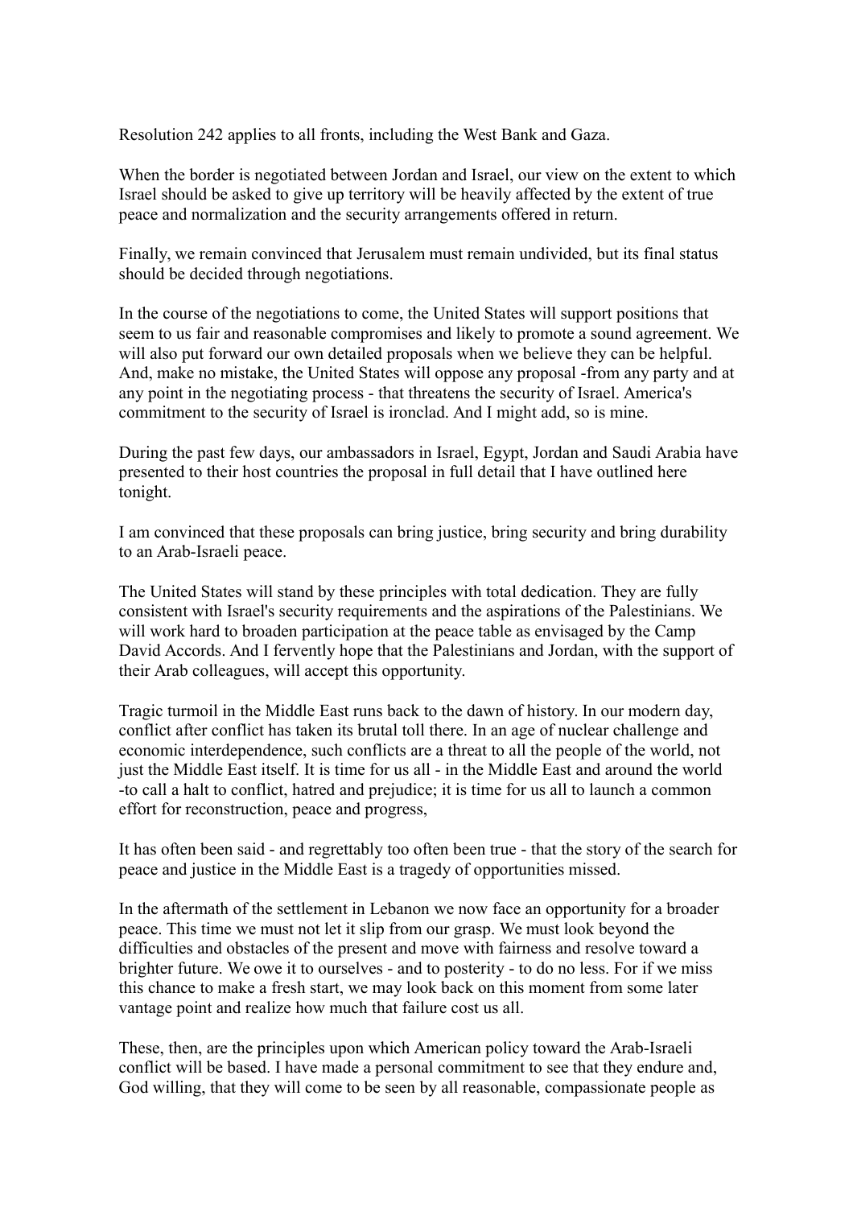Resolution 242 applies to all fronts, including the West Bank and Gaza.

When the border is negotiated between Jordan and Israel, our view on the extent to which Israel should be asked to give up territory will be heavily affected by the extent of true peace and normalization and the security arrangements offered in return.

Finally, we remain convinced that Jerusalem must remain undivided, but its final status should be decided through negotiations.

In the course of the negotiations to come, the United States will support positions that seem to us fair and reasonable compromises and likely to promote a sound agreement. We will also put forward our own detailed proposals when we believe they can be helpful. And, make no mistake, the United States will oppose any proposal -from any party and at any point in the negotiating process - that threatens the security of Israel. America's commitment to the security of Israel is ironclad. And I might add, so is mine.

During the past few days, our ambassadors in Israel, Egypt, Jordan and Saudi Arabia have presented to their host countries the proposal in full detail that I have outlined here tonight.

I am convinced that these proposals can bring justice, bring security and bring durability to an Arab-Israeli peace.

The United States will stand by these principles with total dedication. They are fully consistent with Israel's security requirements and the aspirations of the Palestinians. We will work hard to broaden participation at the peace table as envisaged by the Camp David Accords. And I fervently hope that the Palestinians and Jordan, with the support of their Arab colleagues, will accept this opportunity.

Tragic turmoil in the Middle East runs back to the dawn of history. In our modern day, conflict after conflict has taken its brutal toll there. In an age of nuclear challenge and economic interdependence, such conflicts are a threat to all the people of the world, not just the Middle East itself. It is time for us all - in the Middle East and around the world -to call a halt to conflict, hatred and prejudice; it is time for us all to launch a common effort for reconstruction, peace and progress,

It has often been said - and regrettably too often been true - that the story of the search for peace and justice in the Middle East is a tragedy of opportunities missed.

In the aftermath of the settlement in Lebanon we now face an opportunity for a broader peace. This time we must not let it slip from our grasp. We must look beyond the difficulties and obstacles of the present and move with fairness and resolve toward a brighter future. We owe it to ourselves - and to posterity - to do no less. For if we miss this chance to make a fresh start, we may look back on this moment from some later vantage point and realize how much that failure cost us all.

These, then, are the principles upon which American policy toward the Arab-Israeli conflict will be based. I have made a personal commitment to see that they endure and, God willing, that they will come to be seen by all reasonable, compassionate people as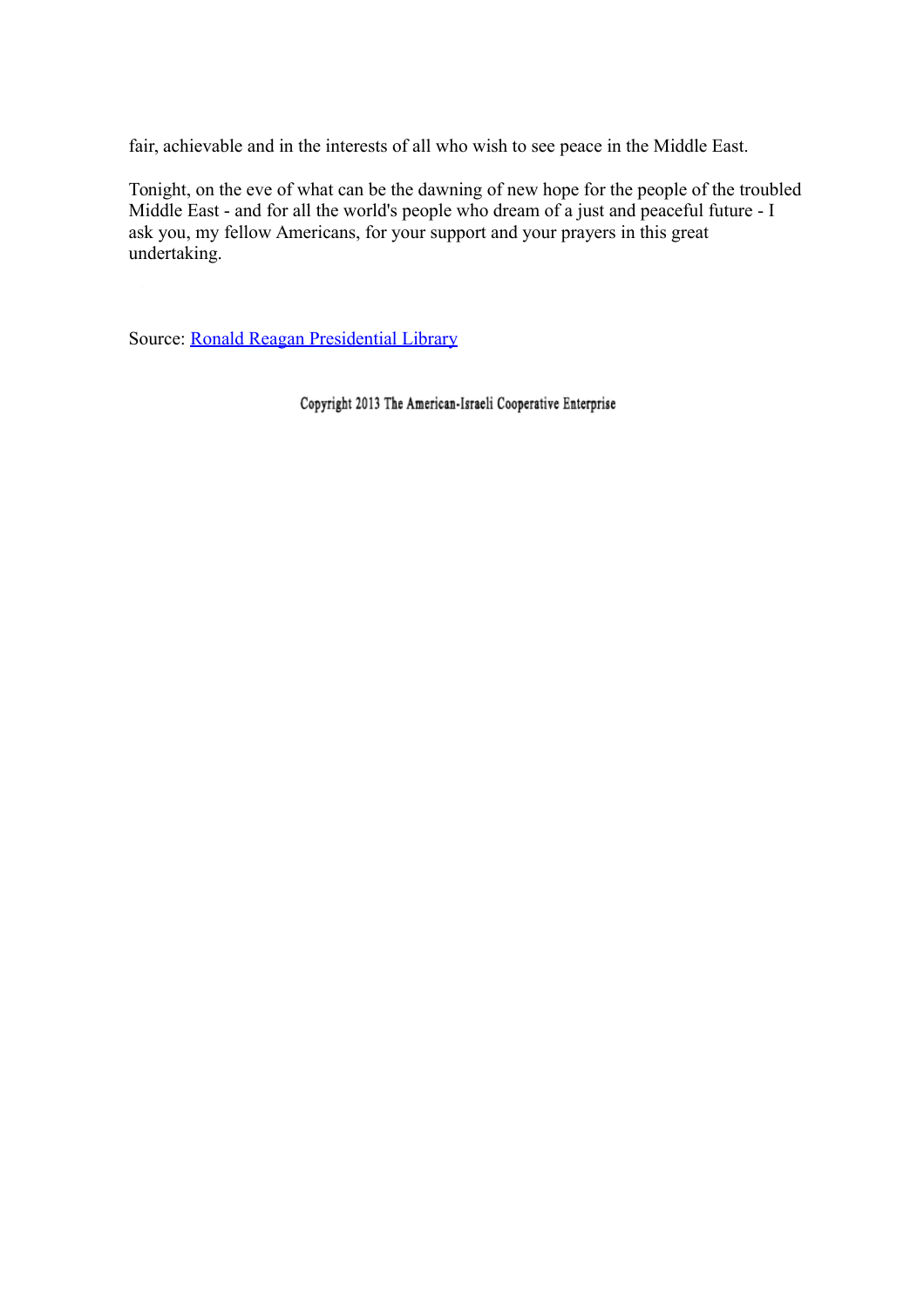fair, achievable and in the interests of all who wish to see peace in the Middle East.

Tonight, on the eve of what can be the dawning of new hope for the people of the troubled Middle East - and for all the world's people who dream of a just and peaceful future - I ask you, my fellow Americans, for your support and your prayers in this great undertaking.

Source: [Ronald Reagan Presidential Library]

Copyright 2013 The American-Israeli Cooperative Enterprise